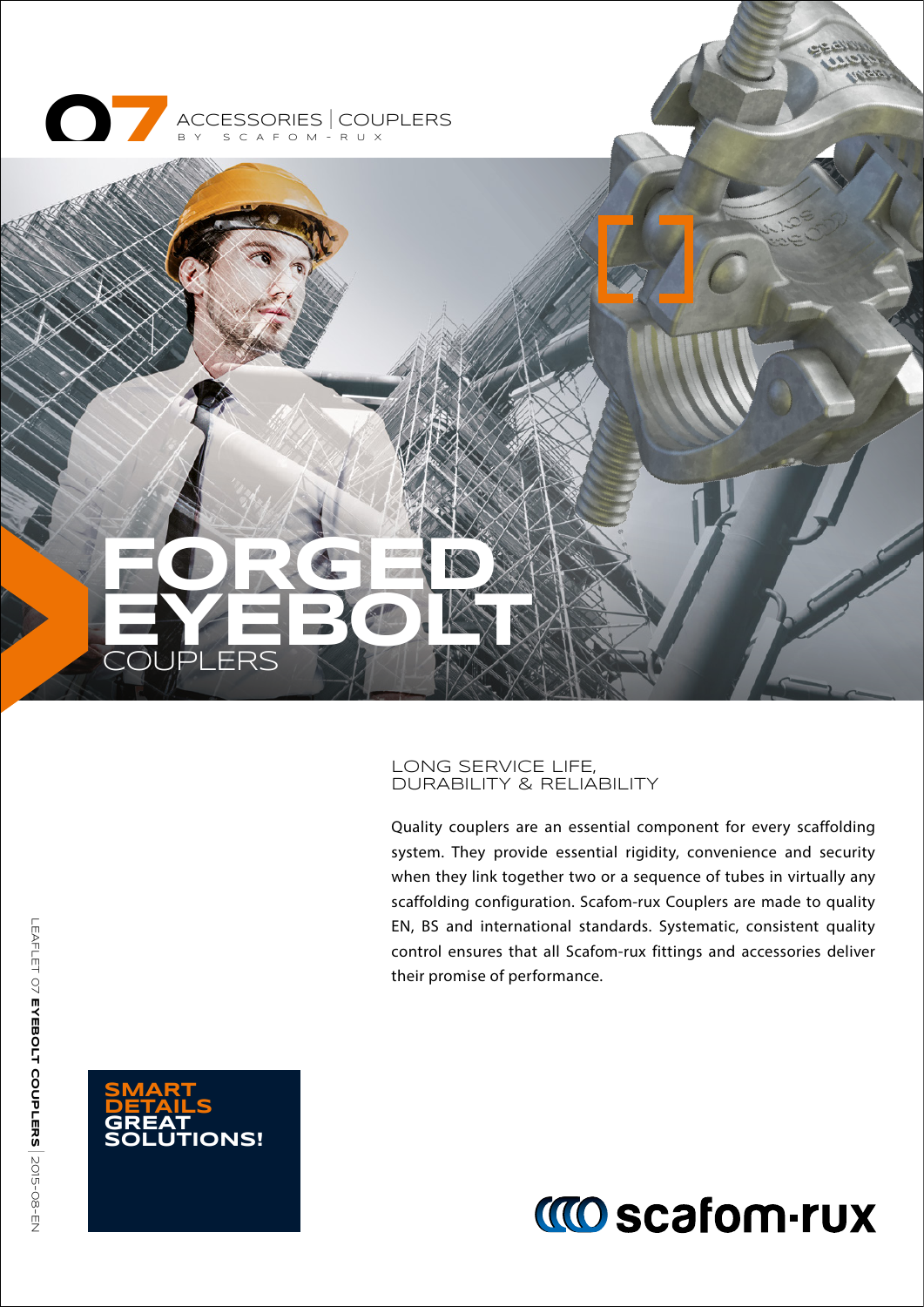07 ACCESSORIES | COUPLERS
BY SCAFOM-RUX

# FORGED EYEBOLT COUPLERS

## LONG SERVICE LIFE, DURABILITY & RELIABILITY

Quality couplers are an essential component for every scaffolding system. They provide essential rigidity, convenience and security when they link together two or a sequence of tubes in virtually any scaffolding configuration. Scafom-rux Couplers are made to quality EN, BS and international standards. Systematic, consistent quality control ensures that all Scafom-rux fittings and accessories deliver their promise of performance.

**SMART DETAILS GREAT SOLUTIONS!**

LEAFLET 07 **EYEBOLT COUPLERS** | 2015-08-EN

scafom-rux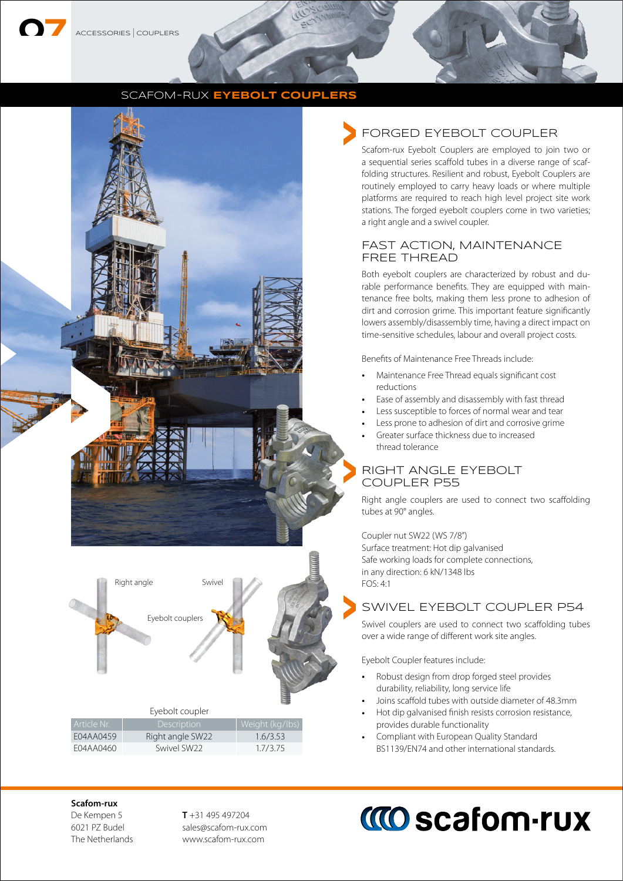# SCAFOM-RUX **EYEBOLT COUPLERS**

## FORGED EYEBOLT COUPLER

Scafom-rux Eyebolt Couplers are employed to join two or a sequential series scaffold tubes in a diverse range of scaffolding structures. Resilient and robust, Eyebolt Couplers are routinely employed to carry heavy loads or where multiple platforms are required to reach high level project site work stations. The forged eyebolt couplers come in two varieties; a right angle and a swivel coupler.

## FAST ACTION, MAINTENANCE FREE THREAD

Both eyebolt couplers are characterized by robust and durable performance benefits. They are equipped with maintenance free bolts, making them less prone to adhesion of dirt and corrosion grime. This important feature significantly lowers assembly/disassembly time, having a direct impact on time-sensitive schedules, labour and overall project costs.

Benefits of Maintenance Free Threads include:

- Maintenance Free Thread equals significant cost reductions
- Ease of assembly and disassembly with fast thread
- Less susceptible to forces of normal wear and tear
- Less prone to adhesion of dirt and corrosive grime
- Greater surface thickness due to increased thread tolerance

## RIGHT ANGLE EYEBOLT COUPLER P55

Right angle couplers are used to connect two scaffolding tubes at 90° angles.

Coupler nut SW22 (WS 7/8")
Surface treatment: Hot dip galvanised
Safe working loads for complete connections, in any direction: 6 kN/1348 lbs
FOS: 4:1

## SWIVEL EYEBOLT COUPLER P54

Swivel couplers are used to connect two scaffolding tubes over a wide range of different work site angles.

Eyebolt Coupler features include:

- Robust design from drop forged steel provides durability, reliability, long service life
- Joins scaffold tubes with outside diameter of 48.3mm
- Hot dip galvanised finish resists corrosion resistance, provides durable functionality
- Compliant with European Quality Standard BS1139/EN74 and other international standards.

Right angle
Swivel
Eyebolt couplers

Eyebolt coupler

| Article Nr. | Description | Weight (kg/lbs) |
|---|---|---|
| E04AA0459 | Right angle SW22 | 1.6/3.53 |
| E04AA0460 | Swivel SW22 | 1.7/3.75 |

**Scafom-rux**
De Kempen 5
6021 PZ Budel
The Netherlands

**T** +31 495 497204
sales@scafom-rux.com
www.scafom-rux.com